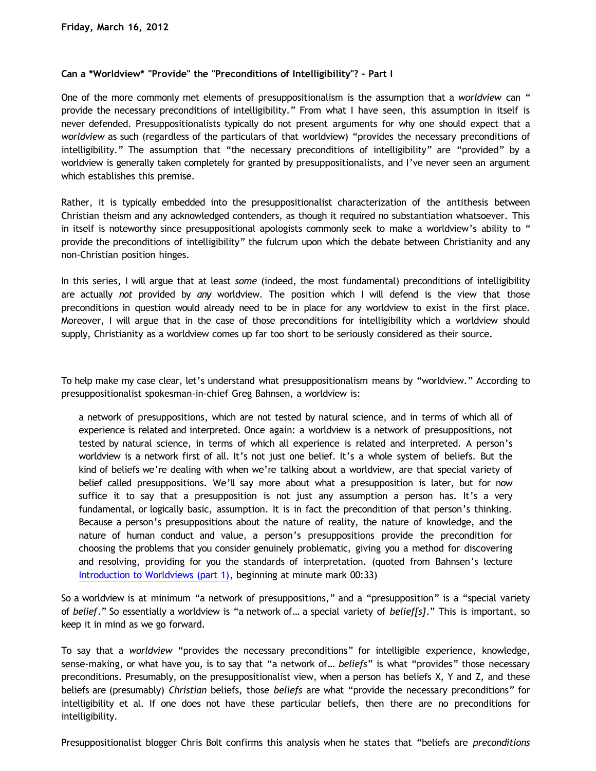**Friday, March 16, 2012**

### Can a *Worldview* "Provide" the "Preconditions of Intelligibility"? - Part I

One of the more commonly met elements of presuppositionalism is the assumption that a *worldview* can "provide the necessary preconditions of intelligibility." From what I have seen, this assumption in itself is never defended. Presuppositionalists typically do not present arguments for why one should expect that a *worldview* as such (regardless of the particulars of that worldview) "provides the necessary preconditions of intelligibility." The assumption that "the necessary preconditions of intelligibility" are "provided" by a worldview is generally taken completely for granted by presuppositionalists, and I've never seen an argument which establishes this premise.

Rather, it is typically embedded into the presuppositionalist characterization of the antithesis between Christian theism and any acknowledged contenders, as though it required no substantiation whatsoever. This in itself is noteworthy since presuppositional apologists commonly seek to make a worldview's ability to "provide the preconditions of intelligibility" the fulcrum upon which the debate between Christianity and any non-Christian position hinges.

In this series, I will argue that at least *some* (indeed, the most fundamental) preconditions of intelligibility are actually *not* provided by *any* worldview. The position which I will defend is the view that those preconditions in question would already need to be in place for any worldview to exist in the first place. Moreover, I will argue that in the case of those preconditions for intelligibility which a worldview should supply, Christianity as a worldview comes up far too short to be seriously considered as their source.

To help make my case clear, let's understand what presuppositionalism means by "worldview." According to presuppositionalist spokesman-in-chief Greg Bahnsen, a worldview is:

> a network of presuppositions, which are not tested by natural science, and in terms of which all of experience is related and interpreted. Once again: a worldview is a network of presuppositions, not tested by natural science, in terms of which all experience is related and interpreted. A person's worldview is a network first of all. It's not just one belief. It's a whole system of beliefs. But the kind of beliefs we're dealing with when we're talking about a worldview, are that special variety of belief called presuppositions. We'll say more about what a presupposition is later, but for now suffice it to say that a presupposition is not just any assumption a person has. It's a very fundamental, or logically basic, assumption. It is in fact the precondition of that person's thinking. Because a person's presuppositions about the nature of reality, the nature of knowledge, and the nature of human conduct and value, a person's presuppositions provide the precondition for choosing the problems that you consider genuinely problematic, giving you a method for discovering and resolving, providing for you the standards of interpretation. (quoted from Bahnsen's lecture Introduction to Worldviews (part 1), beginning at minute mark 00:33)

So a worldview is at minimum "a network of presuppositions," and a "presupposition" is a "special variety of *belief*." So essentially a worldview is "a network of… a special variety of *belief[s]*." This is important, so keep it in mind as we go forward.

To say that a *worldview* "provides the necessary preconditions" for intelligible experience, knowledge, sense-making, or what have you, is to say that "a network of… *beliefs*" is what "provides" those necessary preconditions. Presumably, on the presuppositionalist view, when a person has beliefs X, Y and Z, and these beliefs are (presumably) *Christian* beliefs, those *beliefs* are what "provide the necessary preconditions" for intelligibility et al. If one does not have these particular beliefs, then there are no preconditions for intelligibility.

Presuppositionalist blogger Chris Bolt confirms this analysis when he states that "beliefs are *preconditions*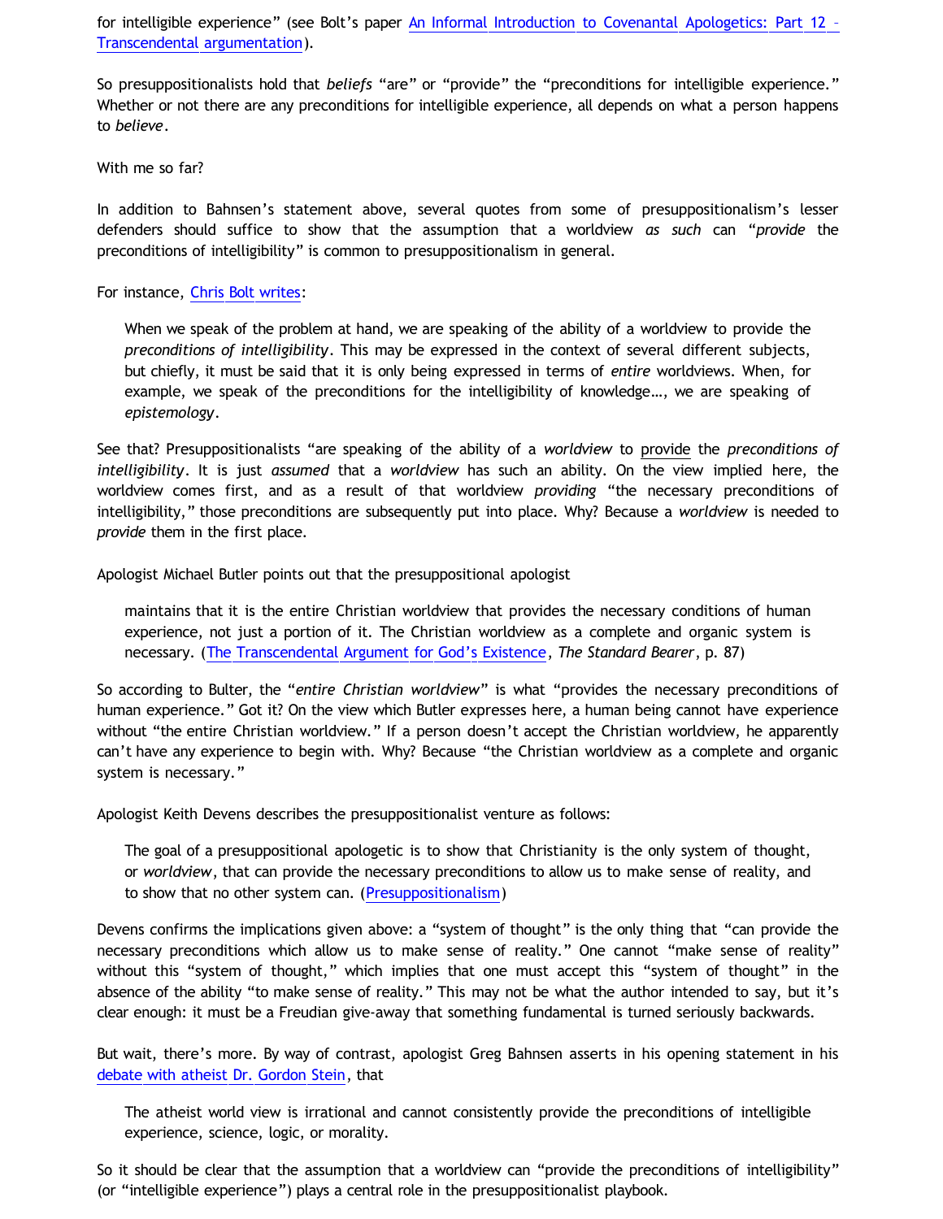for intelligible experience" (see Bolt's paper An Informal Introduction to Covenantal Apologetics: Part 12 – Transcendental argumentation).

So presuppositionalists hold that *beliefs* "are" or "provide" the "preconditions for intelligible experience." Whether or not there are any preconditions for intelligible experience, all depends on what a person happens to *believe*.

With me so far?

In addition to Bahnsen's statement above, several quotes from some of presuppositionalism's lesser defenders should suffice to show that the assumption that a worldview *as such* can "*provide* the preconditions of intelligibility" is common to presuppositionalism in general.

For instance, Chris Bolt writes:

> When we speak of the problem at hand, we are speaking of the ability of a worldview to provide the *preconditions of intelligibility*. This may be expressed in the context of several different subjects, but chiefly, it must be said that it is only being expressed in terms of *entire* worldviews. When, for example, we speak of the preconditions for the intelligibility of knowledge…, we are speaking of *epistemology*.

See that? Presuppositionalists "are speaking of the ability of a *worldview* to provide the *preconditions of intelligibility*. It is just *assumed* that a *worldview* has such an ability. On the view implied here, the worldview comes first, and as a result of that worldview *providing* "the necessary preconditions of intelligibility," those preconditions are subsequently put into place. Why? Because a *worldview* is needed to *provide* them in the first place.

Apologist Michael Butler points out that the presuppositional apologist

> maintains that it is the entire Christian worldview that provides the necessary conditions of human experience, not just a portion of it. The Christian worldview as a complete and organic system is necessary. (The Transcendental Argument for God's Existence, *The Standard Bearer*, p. 87)

So according to Bulter, the "*entire Christian worldview*" is what "provides the necessary preconditions of human experience." Got it? On the view which Butler expresses here, a human being cannot have experience without "the entire Christian worldview." If a person doesn't accept the Christian worldview, he apparently can't have any experience to begin with. Why? Because "the Christian worldview as a complete and organic system is necessary."

Apologist Keith Devens describes the presuppositionalist venture as follows:

> The goal of a presuppositional apologetic is to show that Christianity is the only system of thought, or *worldview*, that can provide the necessary preconditions to allow us to make sense of reality, and to show that no other system can. (Presuppositionalism)

Devens confirms the implications given above: a "system of thought" is the only thing that "can provide the necessary preconditions which allow us to make sense of reality." One cannot "make sense of reality" without this "system of thought," which implies that one must accept this "system of thought" in the absence of the ability "to make sense of reality." This may not be what the author intended to say, but it's clear enough: it must be a Freudian give-away that something fundamental is turned seriously backwards.

But wait, there's more. By way of contrast, apologist Greg Bahnsen asserts in his opening statement in his debate with atheist Dr. Gordon Stein, that

> The atheist world view is irrational and cannot consistently provide the preconditions of intelligible experience, science, logic, or morality.

So it should be clear that the assumption that a worldview can "provide the preconditions of intelligibility" (or "intelligible experience") plays a central role in the presuppositionalist playbook.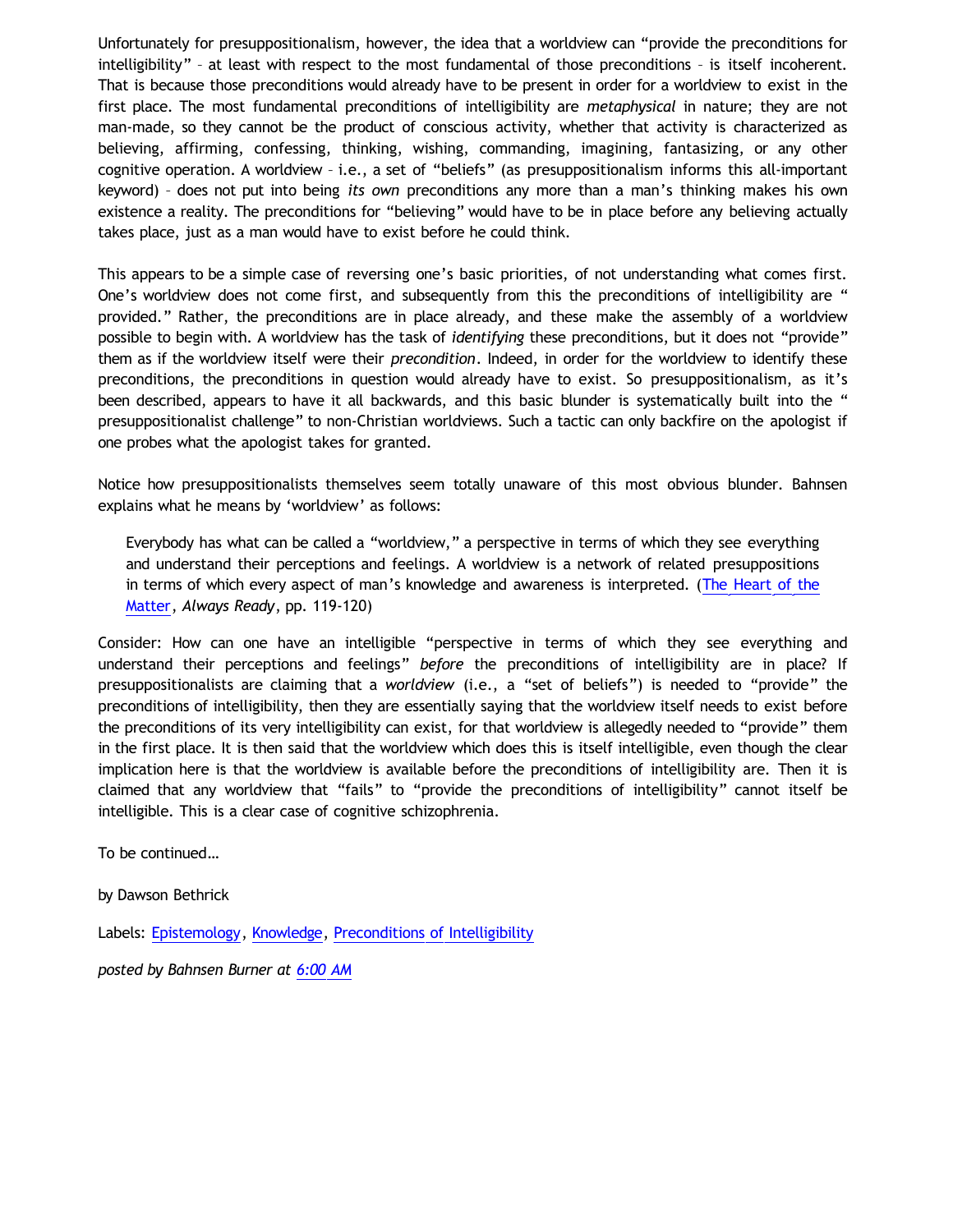Unfortunately for presuppositionalism, however, the idea that a worldview can "provide the preconditions for intelligibility" – at least with respect to the most fundamental of those preconditions – is itself incoherent. That is because those preconditions would already have to be present in order for a worldview to exist in the first place. The most fundamental preconditions of intelligibility are *metaphysical* in nature; they are not man-made, so they cannot be the product of conscious activity, whether that activity is characterized as believing, affirming, confessing, thinking, wishing, commanding, imagining, fantasizing, or any other cognitive operation. A worldview – i.e., a set of "beliefs" (as presuppositionalism informs this all-important keyword) – does not put into being *its own* preconditions any more than a man's thinking makes his own existence a reality. The preconditions for "believing" would have to be in place before any believing actually takes place, just as a man would have to exist before he could think.

This appears to be a simple case of reversing one's basic priorities, of not understanding what comes first. One's worldview does not come first, and subsequently from this the preconditions of intelligibility are "provided." Rather, the preconditions are in place already, and these make the assembly of a worldview possible to begin with. A worldview has the task of *identifying* these preconditions, but it does not "provide" them as if the worldview itself were their *precondition*. Indeed, in order for the worldview to identify these preconditions, the preconditions in question would already have to exist. So presuppositionalism, as it's been described, appears to have it all backwards, and this basic blunder is systematically built into the "presuppositionalist challenge" to non-Christian worldviews. Such a tactic can only backfire on the apologist if one probes what the apologist takes for granted.

Notice how presuppositionalists themselves seem totally unaware of this most obvious blunder. Bahnsen explains what he means by 'worldview' as follows:

> Everybody has what can be called a "worldview," a perspective in terms of which they see everything and understand their perceptions and feelings. A worldview is a network of related presuppositions in terms of which every aspect of man's knowledge and awareness is interpreted. (The Heart of the Matter, *Always Ready*, pp. 119-120)

Consider: How can one have an intelligible "perspective in terms of which they see everything and understand their perceptions and feelings" *before* the preconditions of intelligibility are in place? If presuppositionalists are claiming that a *worldview* (i.e., a "set of beliefs") is needed to "provide" the preconditions of intelligibility, then they are essentially saying that the worldview itself needs to exist before the preconditions of its very intelligibility can exist, for that worldview is allegedly needed to "provide" them in the first place. It is then said that the worldview which does this is itself intelligible, even though the clear implication here is that the worldview is available before the preconditions of intelligibility are. Then it is claimed that any worldview that "fails" to "provide the preconditions of intelligibility" cannot itself be intelligible. This is a clear case of cognitive schizophrenia.

To be continued…

by Dawson Bethrick

Labels: Epistemology, Knowledge, Preconditions of Intelligibility

*posted by Bahnsen Burner at 6:00 AM*